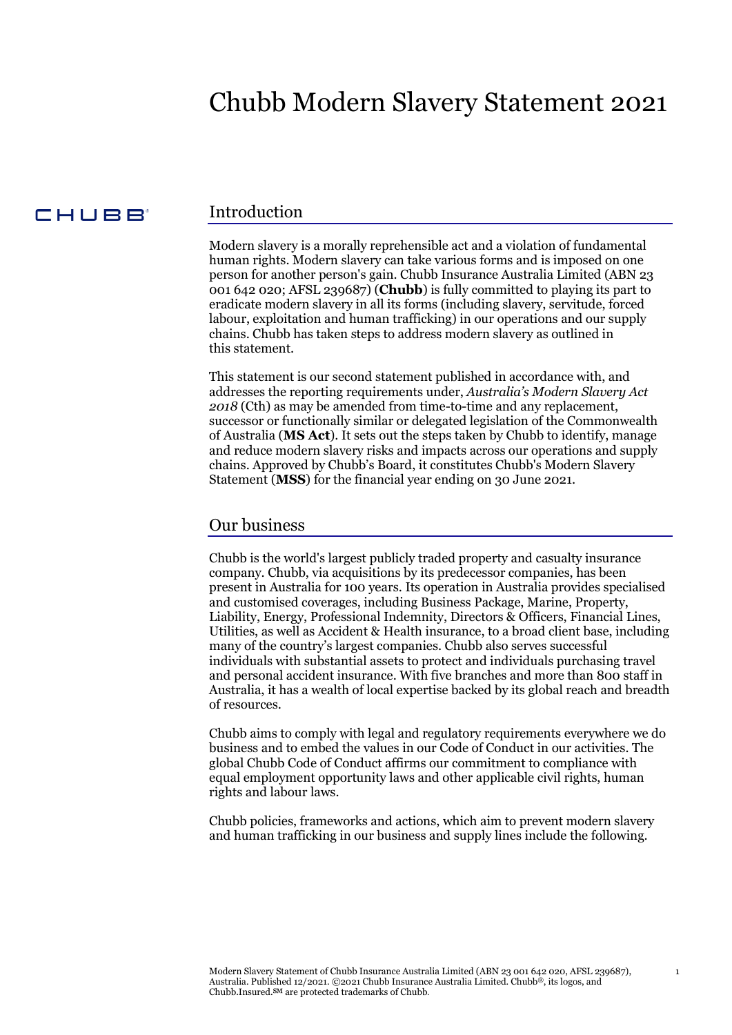# Chubb Modern Slavery Statement 2021

## Introduction

Modern slavery is a morally reprehensible act and a violation of fundamental human rights. Modern slavery can take various forms and is imposed on one person for another person's gain. Chubb Insurance Australia Limited (ABN 23 001 642 020; AFSL 239687) (**Chubb**) is fully committed to playing its part to eradicate modern slavery in all its forms (including slavery, servitude, forced labour, exploitation and human trafficking) in our operations and our supply chains. Chubb has taken steps to address modern slavery as outlined in this statement.

This statement is our second statement published in accordance with, and addresses the reporting requirements under, *Australia's Modern Slavery Act 2018* (Cth) as may be amended from time-to-time and any replacement, successor or functionally similar or delegated legislation of the Commonwealth of Australia (**MS Act**). It sets out the steps taken by Chubb to identify, manage and reduce modern slavery risks and impacts across our operations and supply chains. Approved by Chubb's Board, it constitutes Chubb's Modern Slavery Statement (**MSS**) for the financial year ending on 30 June 2021.

## Our business

Chubb is the world's largest publicly traded property and casualty insurance company. Chubb, via acquisitions by its predecessor companies, has been present in Australia for 100 years. Its operation in Australia provides specialised and customised coverages, including Business Package, Marine, Property, Liability, Energy, Professional Indemnity, Directors & Officers, Financial Lines, Utilities, as well as Accident & Health insurance, to a broad client base, including many of the country's largest companies. Chubb also serves successful individuals with substantial assets to protect and individuals purchasing travel and personal accident insurance. With five branches and more than 800 staff in Australia, it has a wealth of local expertise backed by its global reach and breadth of resources.

Chubb aims to comply with legal and regulatory requirements everywhere we do business and to embed the values in our Code of Conduct in our activities. The global Chubb Code of Conduct affirms our commitment to compliance with equal employment opportunity laws and other applicable civil rights, human rights and labour laws.

Chubb policies, frameworks and actions, which aim to prevent modern slavery and human trafficking in our business and supply lines include the following.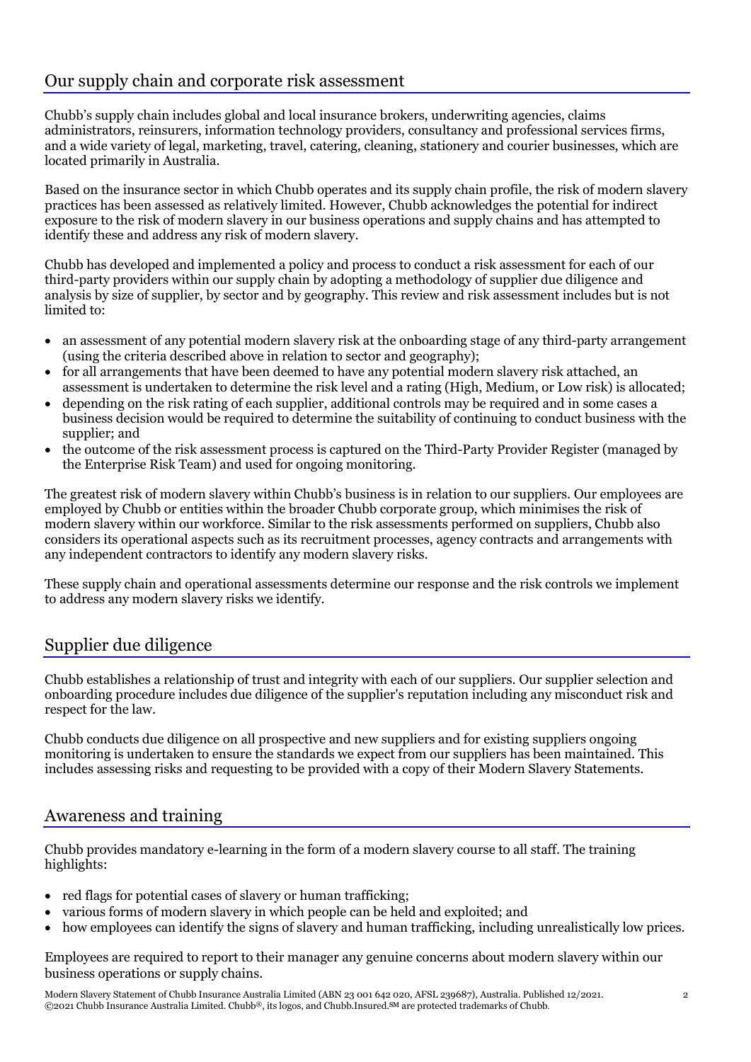## Our supply chain and corporate risk assessment

Chubb's supply chain includes global and local insurance brokers, underwriting agencies, claims administrators, reinsurers, information technology providers, consultancy and professional services firms, and a wide variety of legal, marketing, travel, catering, cleaning, stationery and courier businesses, which are located primarily in Australia.

Based on the insurance sector in which Chubb operates and its supply chain profile, the risk of modern slavery practices has been assessed as relatively limited. However, Chubb acknowledges the potential for indirect exposure to the risk of modern slavery in our business operations and supply chains and has attempted to identify these and address any risk of modern slavery.

Chubb has developed and implemented a policy and process to conduct a risk assessment for each of our third-party providers within our supply chain by adopting a methodology of supplier due diligence and analysis by size of supplier, by sector and by geography. This review and risk assessment includes but is not limited to:

- an assessment of any potential modern slavery risk at the onboarding stage of any third-party arrangement (using the criteria described above in relation to sector and geography);
- for all arrangements that have been deemed to have any potential modern slavery risk attached, an assessment is undertaken to determine the risk level and a rating (High, Medium, or Low risk) is allocated;
- depending on the risk rating of each supplier, additional controls may be required and in some cases a business decision would be required to determine the suitability of continuing to conduct business with the supplier; and
- the outcome of the risk assessment process is captured on the Third-Party Provider Register (managed by the Enterprise Risk Team) and used for ongoing monitoring.

The greatest risk of modern slavery within Chubb's business is in relation to our suppliers. Our employees are employed by Chubb or entities within the broader Chubb corporate group, which minimises the risk of modern slavery within our workforce. Similar to the risk assessments performed on suppliers, Chubb also considers its operational aspects such as its recruitment processes, agency contracts and arrangements with any independent contractors to identify any modern slavery risks.

These supply chain and operational assessments determine our response and the risk controls we implement to address any modern slavery risks we identify.

## Supplier due diligence

Chubb establishes a relationship of trust and integrity with each of our suppliers. Our supplier selection and onboarding procedure includes due diligence of the supplier's reputation including any misconduct risk and respect for the law.

Chubb conducts due diligence on all prospective and new suppliers and for existing suppliers ongoing monitoring is undertaken to ensure the standards we expect from our suppliers has been maintained. This includes assessing risks and requesting to be provided with a copy of their Modern Slavery Statements.

## Awareness and training

Chubb provides mandatory e-learning in the form of a modern slavery course to all staff. The training highlights:

- red flags for potential cases of slavery or human trafficking;
- various forms of modern slavery in which people can be held and exploited; and
- how employees can identify the signs of slavery and human trafficking, including unrealistically low prices.

Employees are required to report to their manager any genuine concerns about modern slavery within our business operations or supply chains.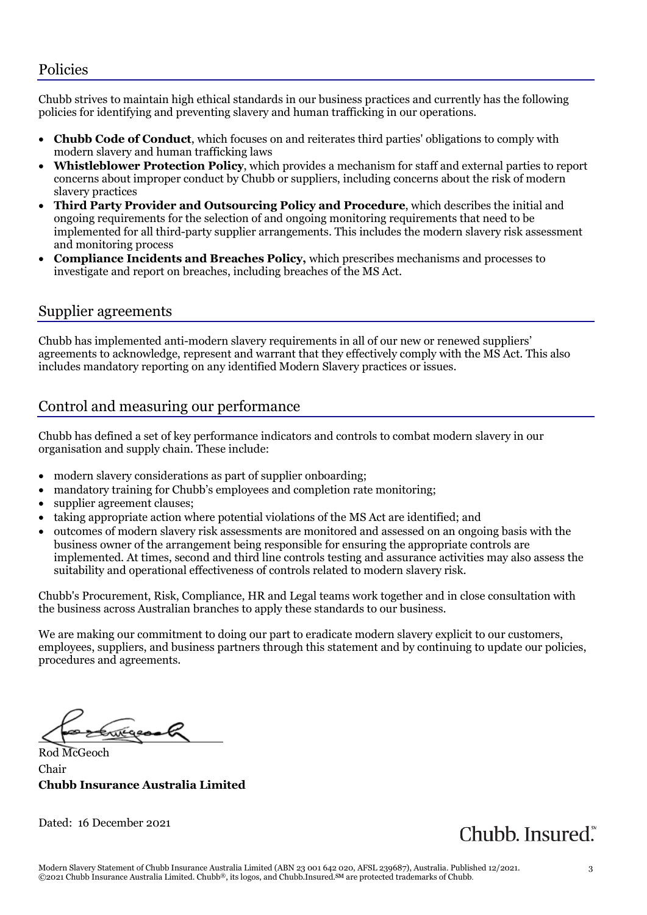## Policies

Chubb strives to maintain high ethical standards in our business practices and currently has the following policies for identifying and preventing slavery and human trafficking in our operations.

- **Chubb Code of Conduct**, which focuses on and reiterates third parties' obligations to comply with modern slavery and human trafficking laws
- **Whistleblower Protection Policy**, which provides a mechanism for staff and external parties to report concerns about improper conduct by Chubb or suppliers, including concerns about the risk of modern slavery practices
- **Third Party Provider and Outsourcing Policy and Procedure**, which describes the initial and ongoing requirements for the selection of and ongoing monitoring requirements that need to be implemented for all third-party supplier arrangements. This includes the modern slavery risk assessment and monitoring process
- **Compliance Incidents and Breaches Policy,** which prescribes mechanisms and processes to investigate and report on breaches, including breaches of the MS Act.

## Supplier agreements

Chubb has implemented anti-modern slavery requirements in all of our new or renewed suppliers' agreements to acknowledge, represent and warrant that they effectively comply with the MS Act. This also includes mandatory reporting on any identified Modern Slavery practices or issues.

## Control and measuring our performance

Chubb has defined a set of key performance indicators and controls to combat modern slavery in our organisation and supply chain. These include:

- modern slavery considerations as part of supplier onboarding;
- mandatory training for Chubb's employees and completion rate monitoring;
- supplier agreement clauses;
- taking appropriate action where potential violations of the MS Act are identified; and
- outcomes of modern slavery risk assessments are monitored and assessed on an ongoing basis with the business owner of the arrangement being responsible for ensuring the appropriate controls are implemented. At times, second and third line controls testing and assurance activities may also assess the suitability and operational effectiveness of controls related to modern slavery risk.

Chubb's Procurement, Risk, Compliance, HR and Legal teams work together and in close consultation with the business across Australian branches to apply these standards to our business.

We are making our commitment to doing our part to eradicate modern slavery explicit to our customers, employees, suppliers, and business partners through this statement and by continuing to update our policies, procedures and agreements.

Rod McGeoch
Chair
**Chubb Insurance Australia Limited**

Dated: 16 December 2021

Chubb. Insured.℠

Modern Slavery Statement of Chubb Insurance Australia Limited (ABN 23 001 642 020, AFSL 239687), Australia. Published 12/2021.
©2021 Chubb Insurance Australia Limited. Chubb®, its logos, and Chubb.Insured.℠ are protected trademarks of Chubb.